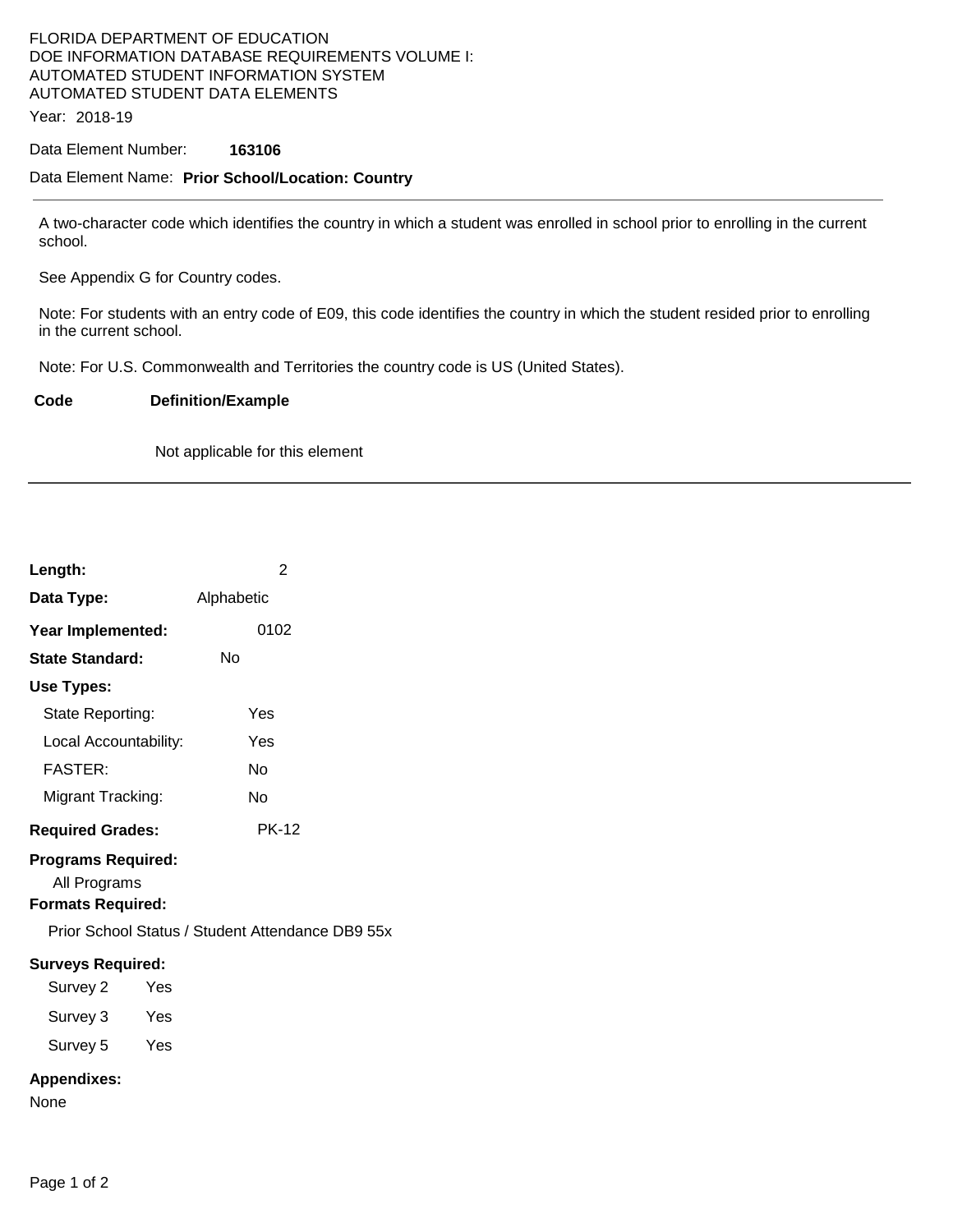FLORIDA DEPARTMENT OF EDUCATION
DOE INFORMATION DATABASE REQUIREMENTS VOLUME I:
AUTOMATED STUDENT INFORMATION SYSTEM
AUTOMATED STUDENT DATA ELEMENTS

Year: 2018-19

Data Element Number: **163106**

Data Element Name: **Prior School/Location: Country**

---

A two-character code which identifies the country in which a student was enrolled in school prior to enrolling in the current school.

See Appendix G for Country codes.

Note: For students with an entry code of E09, this code identifies the country in which the student resided prior to enrolling in the current school.

Note: For U.S. Commonwealth and Territories the country code is US (United States).

| Code | Definition/Example |
|---|---|
| | Not applicable for this element |

---

**Length:** 2

**Data Type:** Alphabetic

**Year Implemented:** 0102

**State Standard:** No

**Use Types:**

State Reporting: Yes

Local Accountability: Yes

FASTER: No

Migrant Tracking: No

**Required Grades:** PK-12

**Programs Required:**

All Programs

**Formats Required:**

Prior School Status / Student Attendance DB9 55x

**Surveys Required:**

Survey 2 Yes

Survey 3 Yes

Survey 5 Yes

**Appendixes:**

None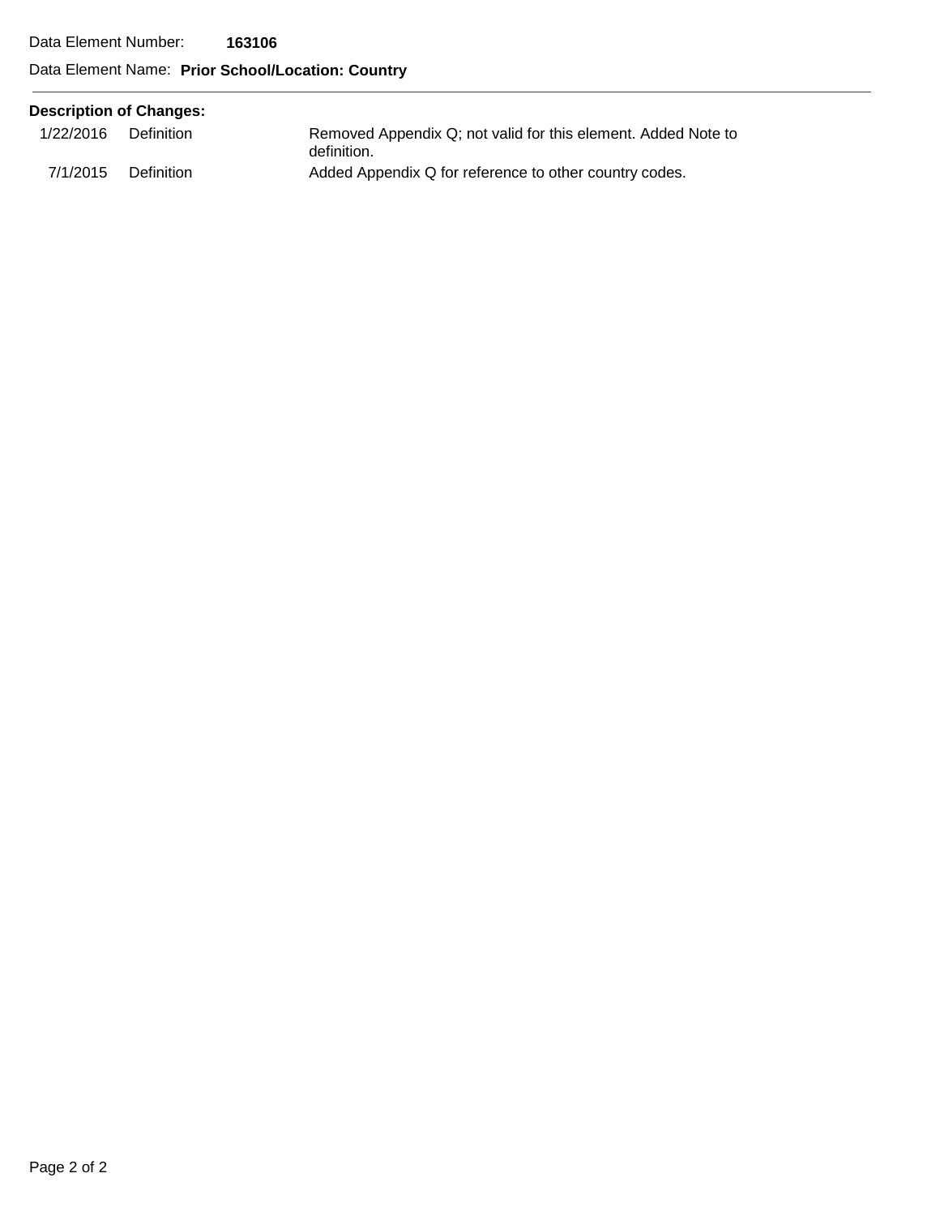Data Element Number: **163106**

Data Element Name: **Prior School/Location: Country**

---

**Description of Changes:**

| | | |
|---|---|---|
| 1/22/2016 | Definition | Removed Appendix Q; not valid for this element. Added Note to definition. |
| 7/1/2015 | Definition | Added Appendix Q for reference to other country codes. |